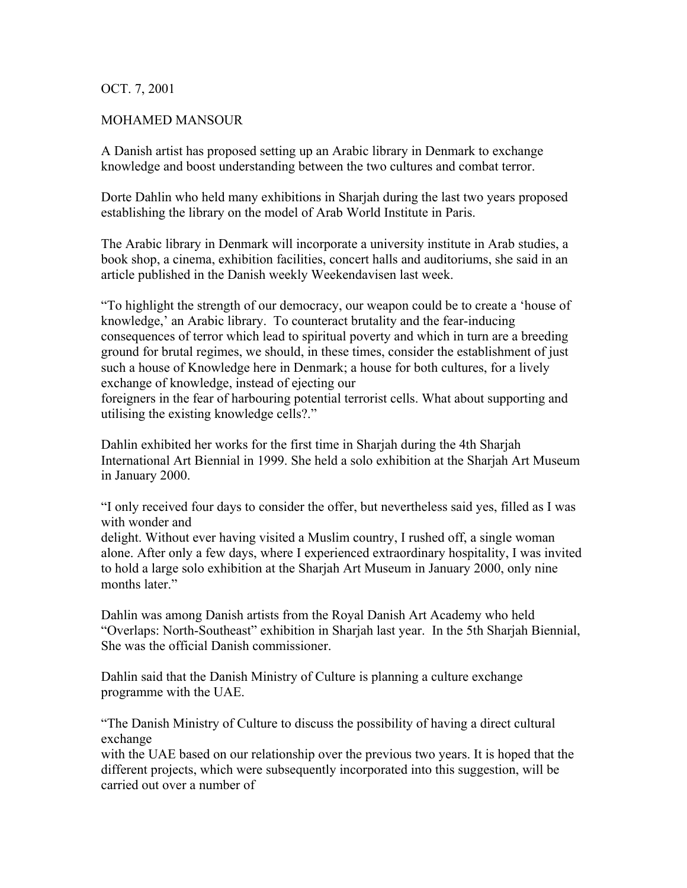OCT. 7, 2001

MOHAMED MANSOUR

A Danish artist has proposed setting up an Arabic library in Denmark to exchange knowledge and boost understanding between the two cultures and combat terror.

Dorte Dahlin who held many exhibitions in Sharjah during the last two years proposed establishing the library on the model of Arab World Institute in Paris.

The Arabic library in Denmark will incorporate a university institute in Arab studies, a book shop, a cinema, exhibition facilities, concert halls and auditoriums, she said in an article published in the Danish weekly Weekendavisen last week.

"To highlight the strength of our democracy, our weapon could be to create a 'house of knowledge,' an Arabic library. To counteract brutality and the fear-inducing consequences of terror which lead to spiritual poverty and which in turn are a breeding ground for brutal regimes, we should, in these times, consider the establishment of just such a house of Knowledge here in Denmark; a house for both cultures, for a lively exchange of knowledge, instead of ejecting our foreigners in the fear of harbouring potential terrorist cells. What about supporting and utilising the existing knowledge cells?."

Dahlin exhibited her works for the first time in Sharjah during the 4th Sharjah International Art Biennial in 1999. She held a solo exhibition at the Sharjah Art Museum in January 2000.

"I only received four days to consider the offer, but nevertheless said yes, filled as I was with wonder and delight. Without ever having visited a Muslim country, I rushed off, a single woman alone. After only a few days, where I experienced extraordinary hospitality, I was invited to hold a large solo exhibition at the Sharjah Art Museum in January 2000, only nine months later."

Dahlin was among Danish artists from the Royal Danish Art Academy who held "Overlaps: North-Southeast" exhibition in Sharjah last year. In the 5th Sharjah Biennial, She was the official Danish commissioner.

Dahlin said that the Danish Ministry of Culture is planning a culture exchange programme with the UAE.

"The Danish Ministry of Culture to discuss the possibility of having a direct cultural exchange with the UAE based on our relationship over the previous two years. It is hoped that the different projects, which were subsequently incorporated into this suggestion, will be carried out over a number of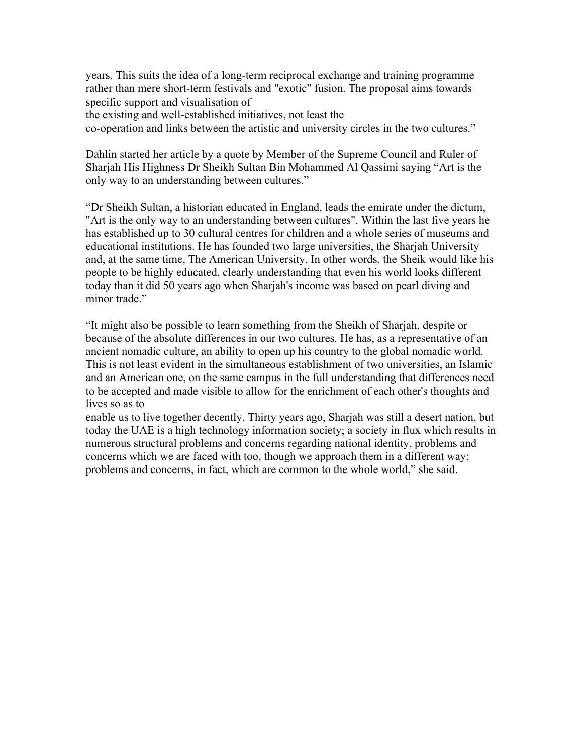years. This suits the idea of a long-term reciprocal exchange and training programme rather than mere short-term festivals and "exotic" fusion. The proposal aims towards specific support and visualisation of the existing and well-established initiatives, not least the co-operation and links between the artistic and university circles in the two cultures."

Dahlin started her article by a quote by Member of the Supreme Council and Ruler of Sharjah His Highness Dr Sheikh Sultan Bin Mohammed Al Qassimi saying "Art is the only way to an understanding between cultures."

"Dr Sheikh Sultan, a historian educated in England, leads the emirate under the dictum, "Art is the only way to an understanding between cultures". Within the last five years he has established up to 30 cultural centres for children and a whole series of museums and educational institutions. He has founded two large universities, the Sharjah University and, at the same time, The American University. In other words, the Sheik would like his people to be highly educated, clearly understanding that even his world looks different today than it did 50 years ago when Sharjah's income was based on pearl diving and minor trade."

"It might also be possible to learn something from the Sheikh of Sharjah, despite or because of the absolute differences in our two cultures. He has, as a representative of an ancient nomadic culture, an ability to open up his country to the global nomadic world. This is not least evident in the simultaneous establishment of two universities, an Islamic and an American one, on the same campus in the full understanding that differences need to be accepted and made visible to allow for the enrichment of each other's thoughts and lives so as to enable us to live together decently. Thirty years ago, Sharjah was still a desert nation, but today the UAE is a high technology information society; a society in flux which results in numerous structural problems and concerns regarding national identity, problems and concerns which we are faced with too, though we approach them in a different way; problems and concerns, in fact, which are common to the whole world," she said.